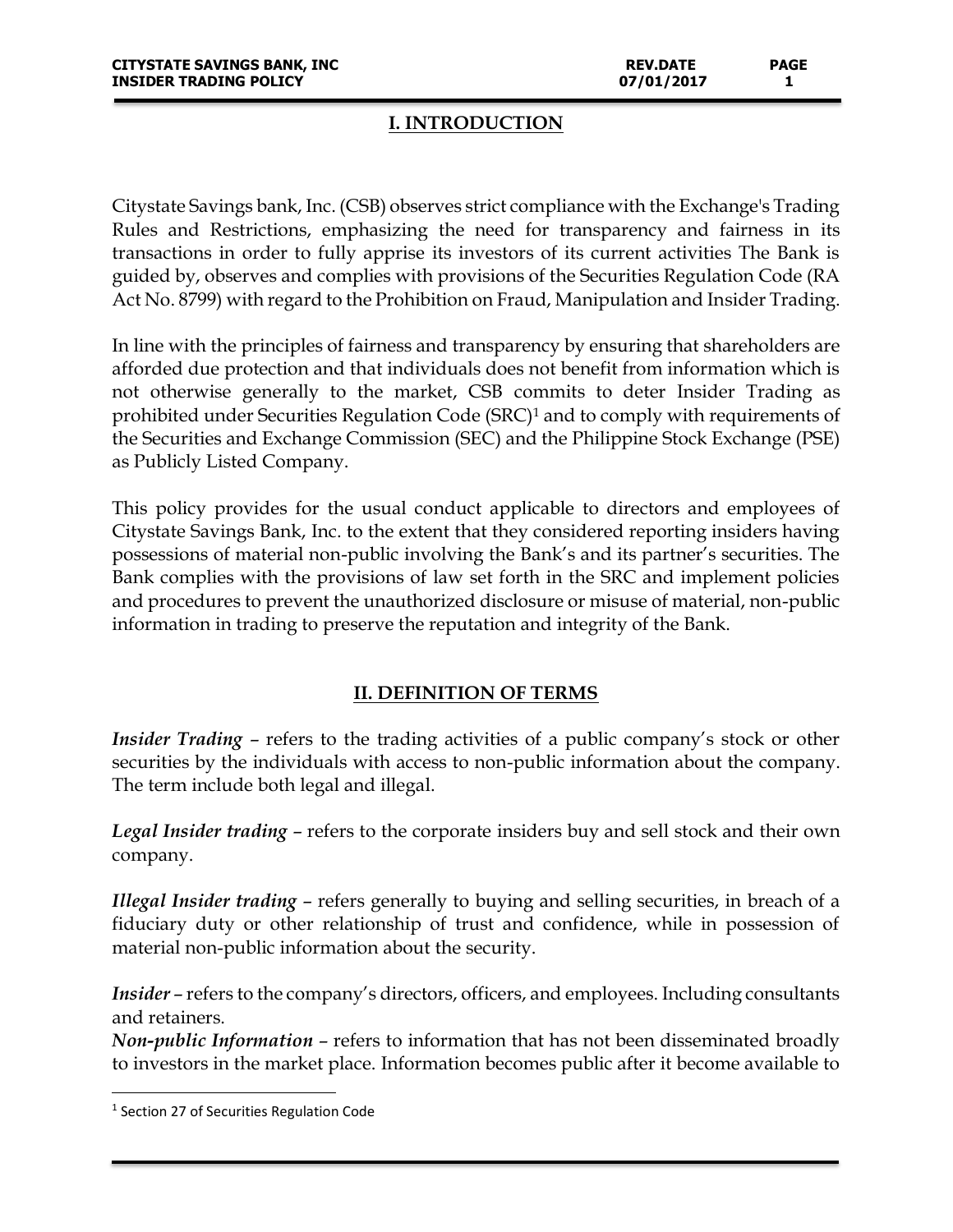## I. INTRODUCTION

Citystate Savings bank, Inc. (CSB) observes strict compliance with the Exchange's Trading Rules and Restrictions, emphasizing the need for transparency and fairness in its transactions in order to fully apprise its investors of its current activities The Bank is guided by, observes and complies with provisions of the Securities Regulation Code (RA Act No. 8799) with regard to the Prohibition on Fraud, Manipulation and Insider Trading.

In line with the principles of fairness and transparency by ensuring that shareholders are afforded due protection and that individuals does not benefit from information which is not otherwise generally to the market, CSB commits to deter Insider Trading as prohibited under Securities Regulation Code (SRC)[1] and to comply with requirements of the Securities and Exchange Commission (SEC) and the Philippine Stock Exchange (PSE) as Publicly Listed Company.

This policy provides for the usual conduct applicable to directors and employees of Citystate Savings Bank, Inc. to the extent that they considered reporting insiders having possessions of material non-public involving the Bank's and its partner's securities. The Bank complies with the provisions of law set forth in the SRC and implement policies and procedures to prevent the unauthorized disclosure or misuse of material, non-public information in trading to preserve the reputation and integrity of the Bank.

## II. DEFINITION OF TERMS

***Insider Trading*** – refers to the trading activities of a public company's stock or other securities by the individuals with access to non-public information about the company. The term include both legal and illegal.

***Legal Insider trading*** – refers to the corporate insiders buy and sell stock and their own company.

***Illegal Insider trading*** – refers generally to buying and selling securities, in breach of a fiduciary duty or other relationship of trust and confidence, while in possession of material non-public information about the security.

***Insider*** – refers to the company's directors, officers, and employees. Including consultants and retainers.

***Non-public Information*** – refers to information that has not been disseminated broadly to investors in the market place. Information becomes public after it become available to

[1] Section 27 of Securities Regulation Code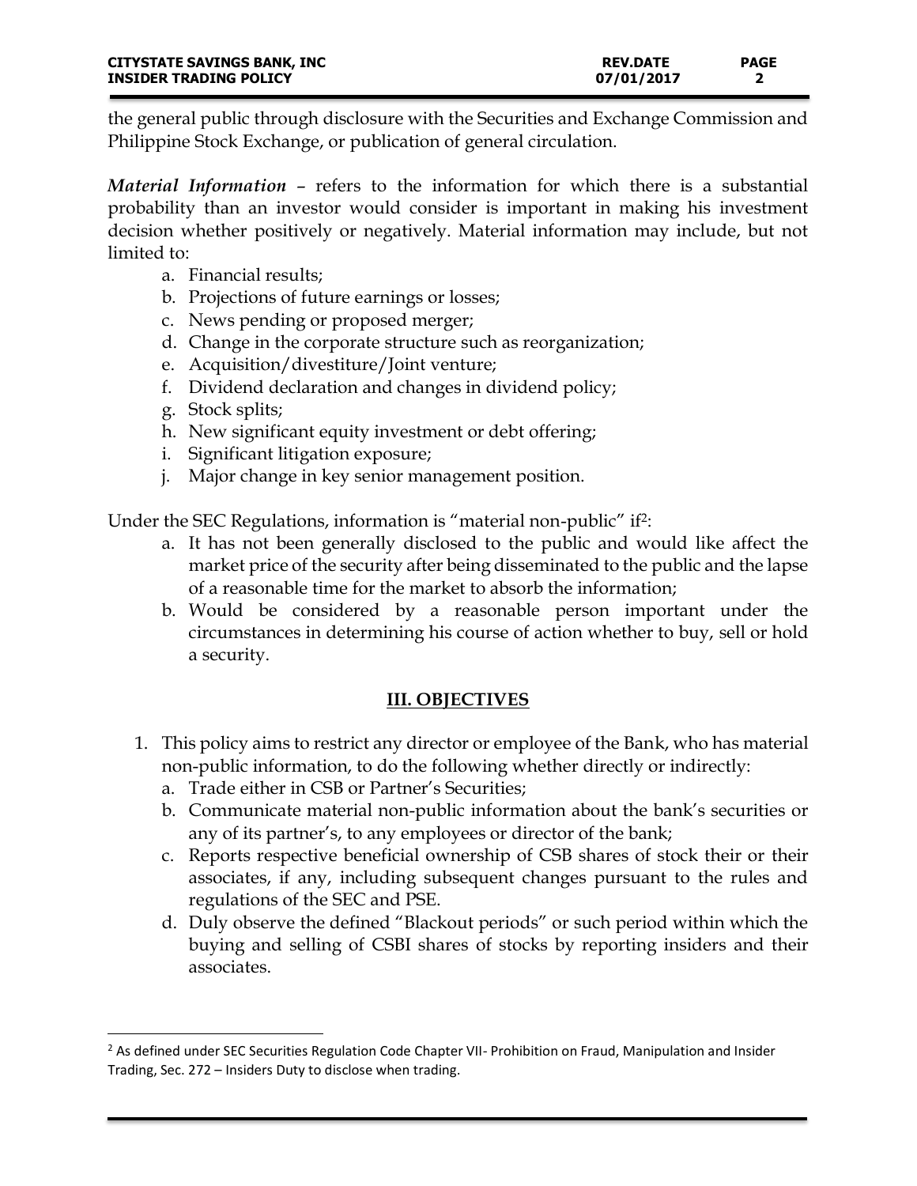the general public through disclosure with the Securities and Exchange Commission and Philippine Stock Exchange, or publication of general circulation.

***Material Information*** – refers to the information for which there is a substantial probability than an investor would consider is important in making his investment decision whether positively or negatively. Material information may include, but not limited to:

a. Financial results;
b. Projections of future earnings or losses;
c. News pending or proposed merger;
d. Change in the corporate structure such as reorganization;
e. Acquisition/divestiture/Joint venture;
f. Dividend declaration and changes in dividend policy;
g. Stock splits;
h. New significant equity investment or debt offering;
i. Significant litigation exposure;
j. Major change in key senior management position.

Under the SEC Regulations, information is "material non-public" if[2]:

a. It has not been generally disclosed to the public and would like affect the market price of the security after being disseminated to the public and the lapse of a reasonable time for the market to absorb the information;
b. Would be considered by a reasonable person important under the circumstances in determining his course of action whether to buy, sell or hold a security.

## III. OBJECTIVES

1. This policy aims to restrict any director or employee of the Bank, who has material non-public information, to do the following whether directly or indirectly:
   a. Trade either in CSB or Partner's Securities;
   b. Communicate material non-public information about the bank's securities or any of its partner's, to any employees or director of the bank;
   c. Reports respective beneficial ownership of CSB shares of stock their or their associates, if any, including subsequent changes pursuant to the rules and regulations of the SEC and PSE.
   d. Duly observe the defined "Blackout periods" or such period within which the buying and selling of CSBI shares of stocks by reporting insiders and their associates.

---

[2] As defined under SEC Securities Regulation Code Chapter VII- Prohibition on Fraud, Manipulation and Insider Trading, Sec. 272 – Insiders Duty to disclose when trading.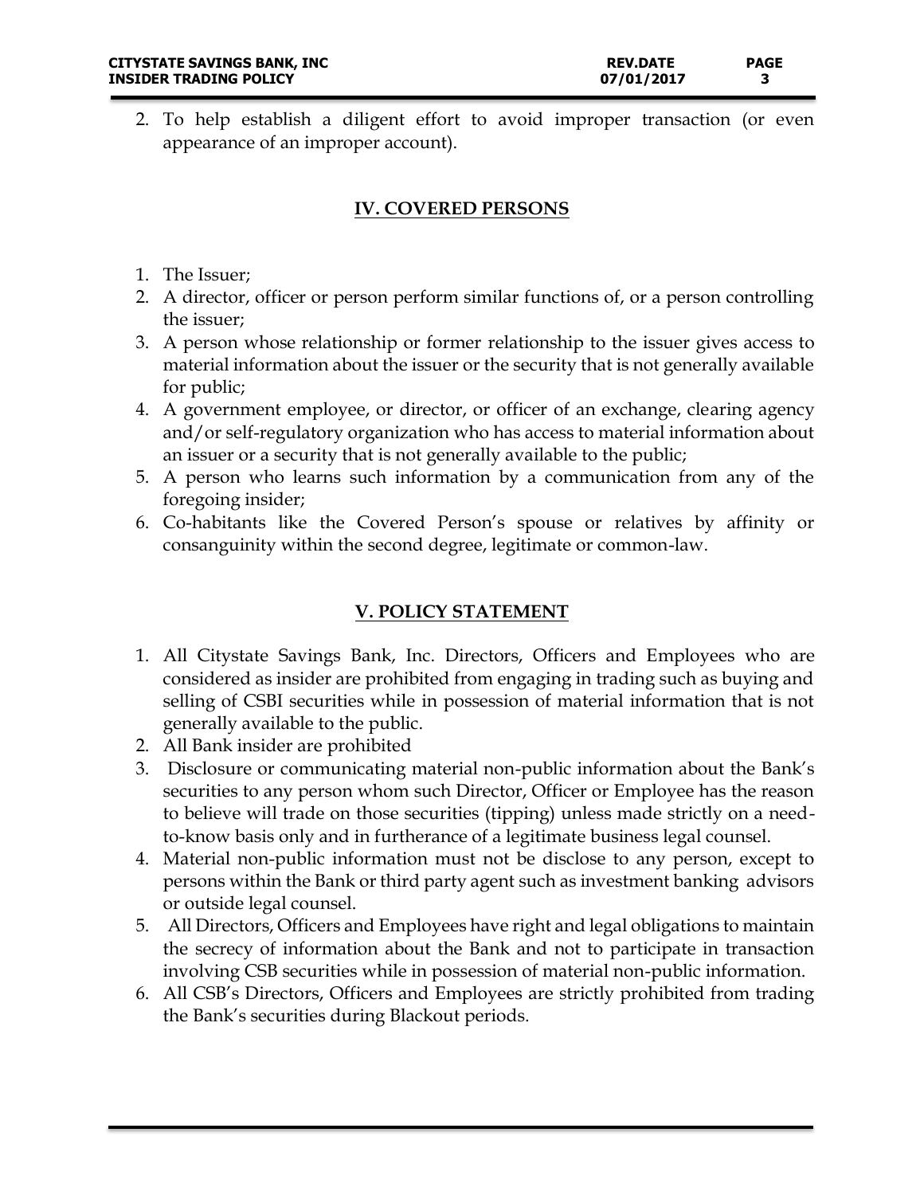2. To help establish a diligent effort to avoid improper transaction (or even appearance of an improper account).

## IV. COVERED PERSONS

1. The Issuer;
2. A director, officer or person perform similar functions of, or a person controlling the issuer;
3. A person whose relationship or former relationship to the issuer gives access to material information about the issuer or the security that is not generally available for public;
4. A government employee, or director, or officer of an exchange, clearing agency and/or self-regulatory organization who has access to material information about an issuer or a security that is not generally available to the public;
5. A person who learns such information by a communication from any of the foregoing insider;
6. Co-habitants like the Covered Person's spouse or relatives by affinity or consanguinity within the second degree, legitimate or common-law.

## V. POLICY STATEMENT

1. All Citystate Savings Bank, Inc. Directors, Officers and Employees who are considered as insider are prohibited from engaging in trading such as buying and selling of CSBI securities while in possession of material information that is not generally available to the public.
2. All Bank insider are prohibited
3. Disclosure or communicating material non-public information about the Bank's securities to any person whom such Director, Officer or Employee has the reason to believe will trade on those securities (tipping) unless made strictly on a need-to-know basis only and in furtherance of a legitimate business legal counsel.
4. Material non-public information must not be disclose to any person, except to persons within the Bank or third party agent such as investment banking advisors or outside legal counsel.
5. All Directors, Officers and Employees have right and legal obligations to maintain the secrecy of information about the Bank and not to participate in transaction involving CSB securities while in possession of material non-public information.
6. All CSB's Directors, Officers and Employees are strictly prohibited from trading the Bank's securities during Blackout periods.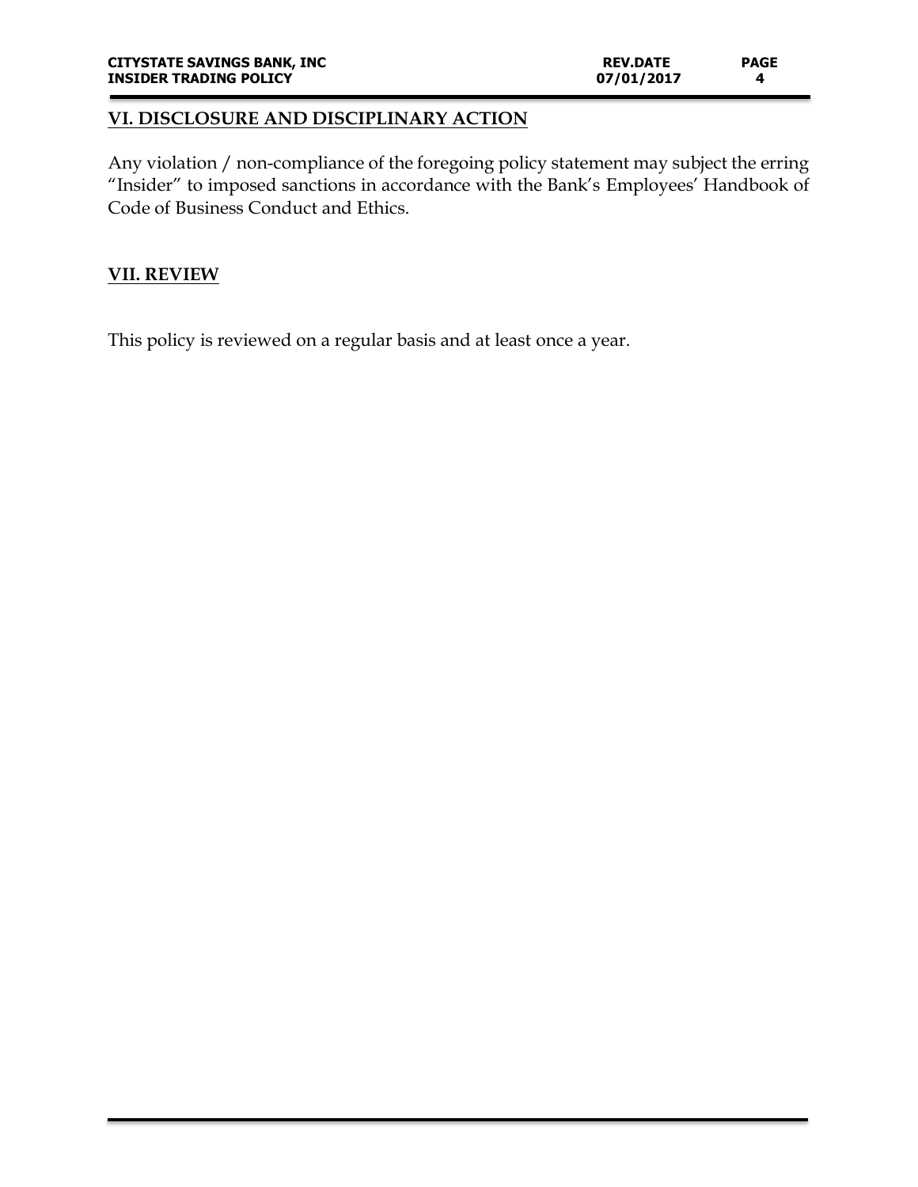## VI. DISCLOSURE AND DISCIPLINARY ACTION

Any violation / non-compliance of the foregoing policy statement may subject the erring "Insider" to imposed sanctions in accordance with the Bank's Employees' Handbook of Code of Business Conduct and Ethics.

## VII. REVIEW

This policy is reviewed on a regular basis and at least once a year.